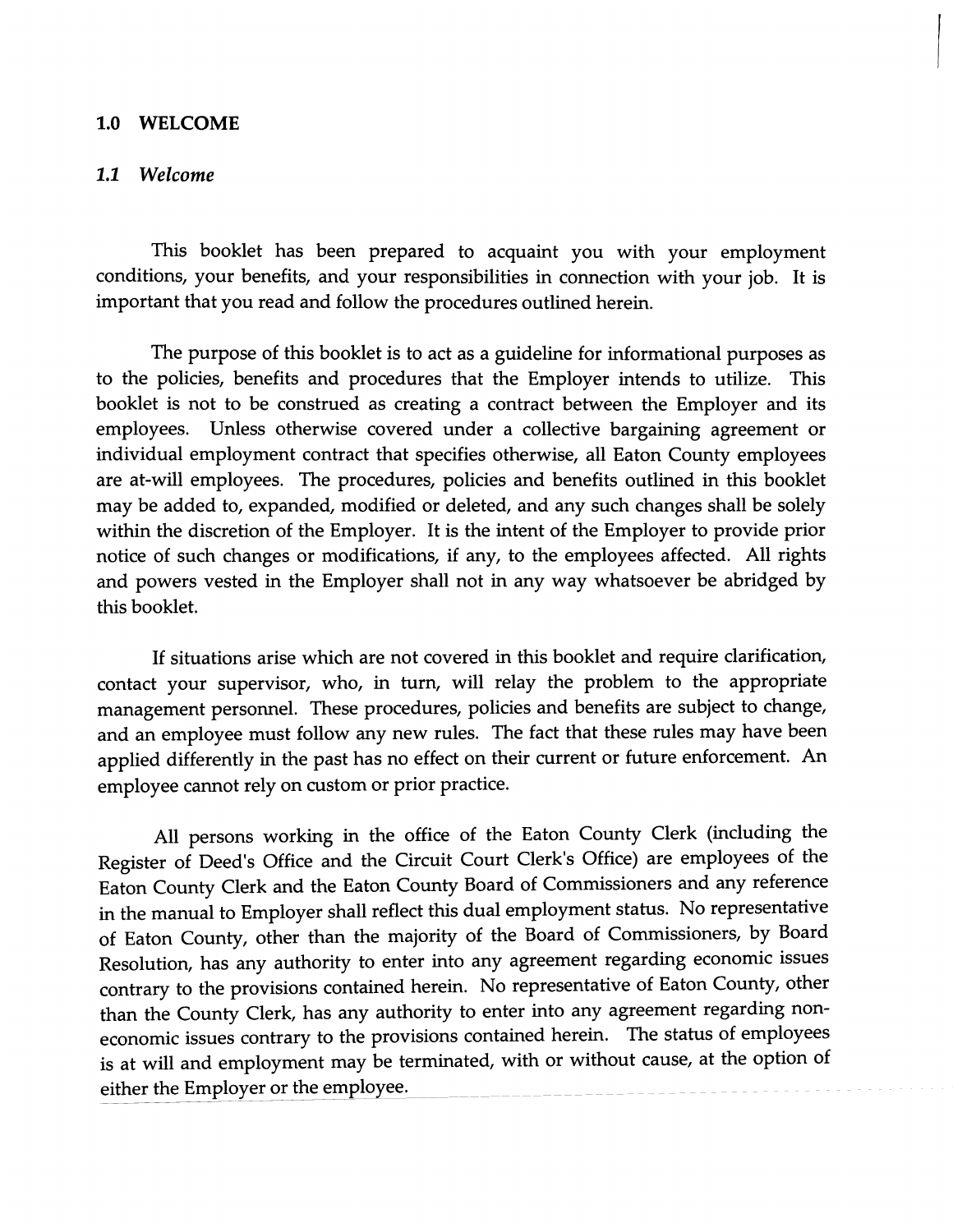## 1.0 WELCOME

### *1.1 Welcome*

This booklet has been prepared to acquaint you with your employment conditions, your benefits, and your responsibilities in connection with your job. It is important that you read and follow the procedures outlined herein.

The purpose of this booklet is to act as a guideline for informational purposes as to the policies, benefits and procedures that the Employer intends to utilize. This booklet is not to be construed as creating a contract between the Employer and its employees. Unless otherwise covered under a collective bargaining agreement or individual employment contract that specifies otherwise, all Eaton County employees are at-will employees. The procedures, policies and benefits outlined in this booklet may be added to, expanded, modified or deleted, and any such changes shall be solely within the discretion of the Employer. It is the intent of the Employer to provide prior notice of such changes or modifications, if any, to the employees affected. All rights and powers vested in the Employer shall not in any way whatsoever be abridged by this booklet.

If situations arise which are not covered in this booklet and require clarification, contact your supervisor, who, in turn, will relay the problem to the appropriate management personnel. These procedures, policies and benefits are subject to change, and an employee must follow any new rules. The fact that these rules may have been applied differently in the past has no effect on their current or future enforcement. An employee cannot rely on custom or prior practice.

All persons working in the office of the Eaton County Clerk (including the Register of Deed's Office and the Circuit Court Clerk's Office) are employees of the Eaton County Clerk and the Eaton County Board of Commissioners and any reference in the manual to Employer shall reflect this dual employment status. No representative of Eaton County, other than the majority of the Board of Commissioners, by Board Resolution, has any authority to enter into any agreement regarding economic issues contrary to the provisions contained herein. No representative of Eaton County, other than the County Clerk, has any authority to enter into any agreement regarding non-economic issues contrary to the provisions contained herein. The status of employees is at will and employment may be terminated, with or without cause, at the option of either the Employer or the employee.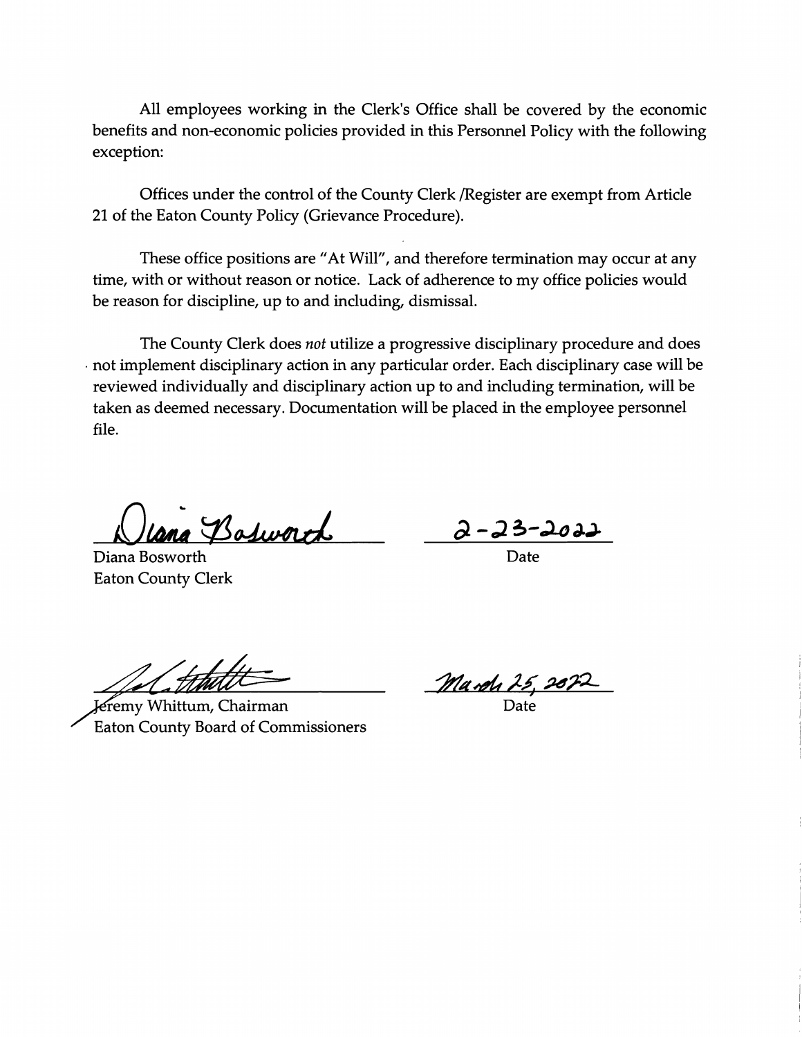All employees working in the Clerk's Office shall be covered by the economic benefits and non-economic policies provided in this Personnel Policy with the following exception:

Offices under the control of the County Clerk /Register are exempt from Article 21 of the Eaton County Policy (Grievance Procedure).

These office positions are "At Will", and therefore termination may occur at any time, with or without reason or notice. Lack of adherence to my office policies would be reason for discipline, up to and including, dismissal.

The County Clerk does *not* utilize a progressive disciplinary procedure and does not implement disciplinary action in any particular order. Each disciplinary case will be reviewed individually and disciplinary action up to and including termination, will be taken as deemed necessary. Documentation will be placed in the employee personnel file.

Diana Bosworth
Diana Bosworth
Eaton County Clerk

2-23-2022
Date

Jeremy Whittum, Chairman
Eaton County Board of Commissioners

March 25, 2022
Date